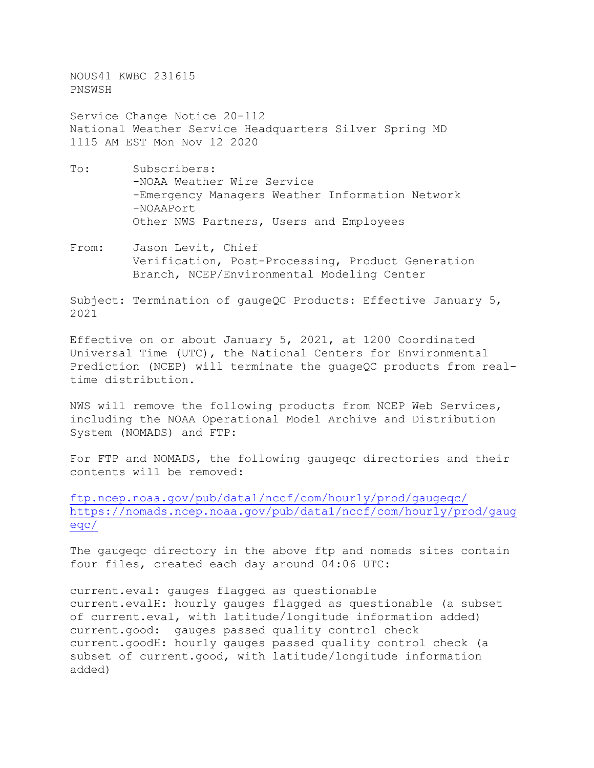NOUS41 KWBC 231615
PNSWSH

Service Change Notice 20-112
National Weather Service Headquarters Silver Spring MD
1115 AM EST Mon Nov 12 2020

To: Subscribers:
-NOAA Weather Wire Service
-Emergency Managers Weather Information Network
-NOAAPort
Other NWS Partners, Users and Employees

From: Jason Levit, Chief
Verification, Post-Processing, Product Generation
Branch, NCEP/Environmental Modeling Center

Subject: Termination of gaugeQC Products: Effective January 5, 2021

Effective on or about January 5, 2021, at 1200 Coordinated Universal Time (UTC), the National Centers for Environmental Prediction (NCEP) will terminate the guageQC products from real-time distribution.

NWS will remove the following products from NCEP Web Services, including the NOAA Operational Model Archive and Distribution System (NOMADS) and FTP:

For FTP and NOMADS, the following gaugeqc directories and their contents will be removed:

ftp.ncep.noaa.gov/pub/data1/nccf/com/hourly/prod/gaugeqc/
https://nomads.ncep.noaa.gov/pub/data1/nccf/com/hourly/prod/gaugeqc/

The gaugeqc directory in the above ftp and nomads sites contain four files, created each day around 04:06 UTC:

current.eval: gauges flagged as questionable
current.evalH: hourly gauges flagged as questionable (a subset of current.eval, with latitude/longitude information added)
current.good: gauges passed quality control check
current.goodH: hourly gauges passed quality control check (a subset of current.good, with latitude/longitude information added)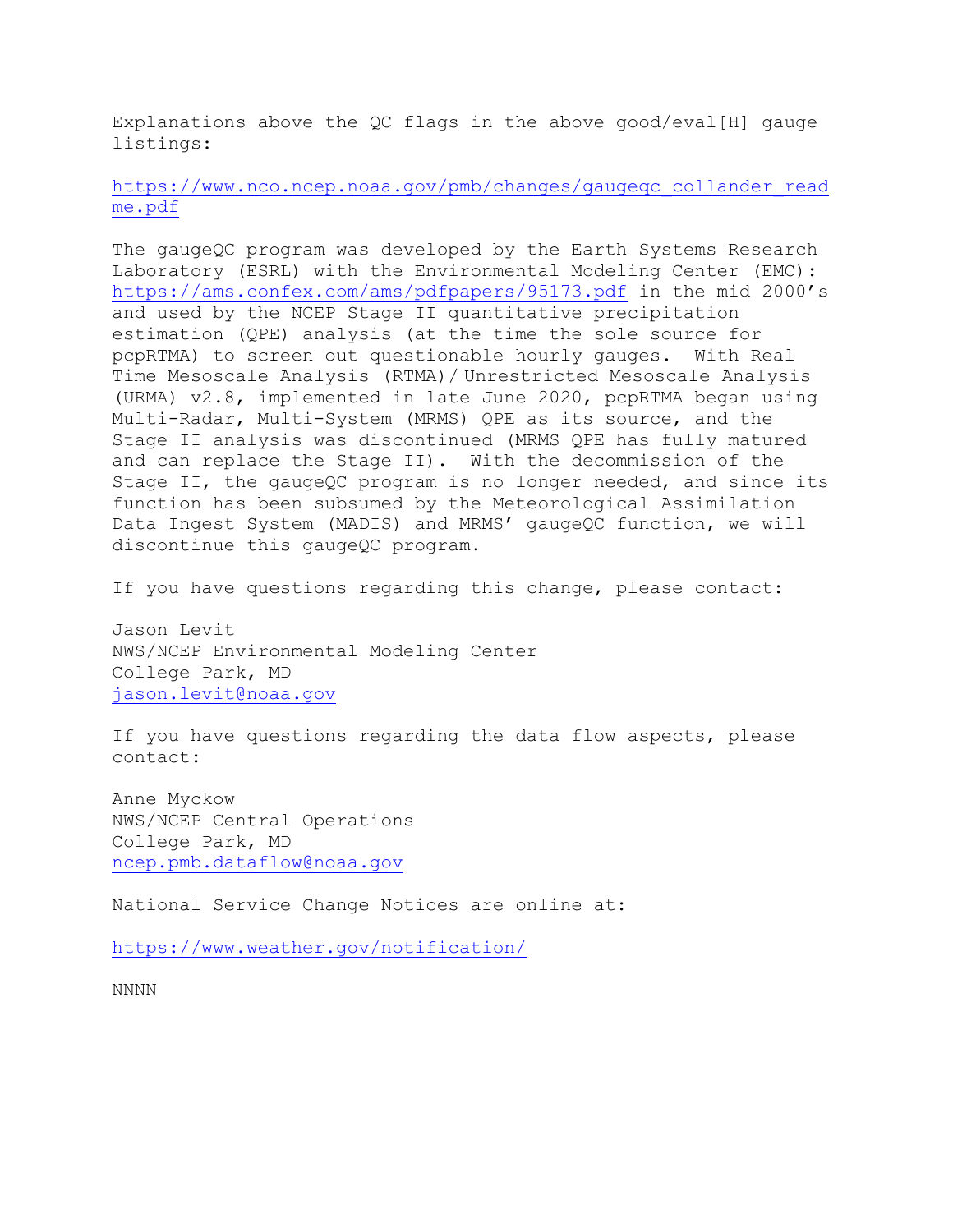Explanations above the QC flags in the above good/eval[H] gauge listings:

https://www.nco.ncep.noaa.gov/pmb/changes/gaugeqc_collander_readme.pdf

The gaugeQC program was developed by the Earth Systems Research Laboratory (ESRL) with the Environmental Modeling Center (EMC): https://ams.confex.com/ams/pdfpapers/95173.pdf in the mid 2000's and used by the NCEP Stage II quantitative precipitation estimation (QPE) analysis (at the time the sole source for pcpRTMA) to screen out questionable hourly gauges. With Real Time Mesoscale Analysis (RTMA)/ Unrestricted Mesoscale Analysis (URMA) v2.8, implemented in late June 2020, pcpRTMA began using Multi-Radar, Multi-System (MRMS) QPE as its source, and the Stage II analysis was discontinued (MRMS QPE has fully matured and can replace the Stage II). With the decommission of the Stage II, the gaugeQC program is no longer needed, and since its function has been subsumed by the Meteorological Assimilation Data Ingest System (MADIS) and MRMS' gaugeQC function, we will discontinue this gaugeQC program.

If you have questions regarding this change, please contact:

Jason Levit
NWS/NCEP Environmental Modeling Center
College Park, MD
jason.levit@noaa.gov

If you have questions regarding the data flow aspects, please contact:

Anne Myckow
NWS/NCEP Central Operations
College Park, MD
ncep.pmb.dataflow@noaa.gov

National Service Change Notices are online at:

https://www.weather.gov/notification/

NNNN